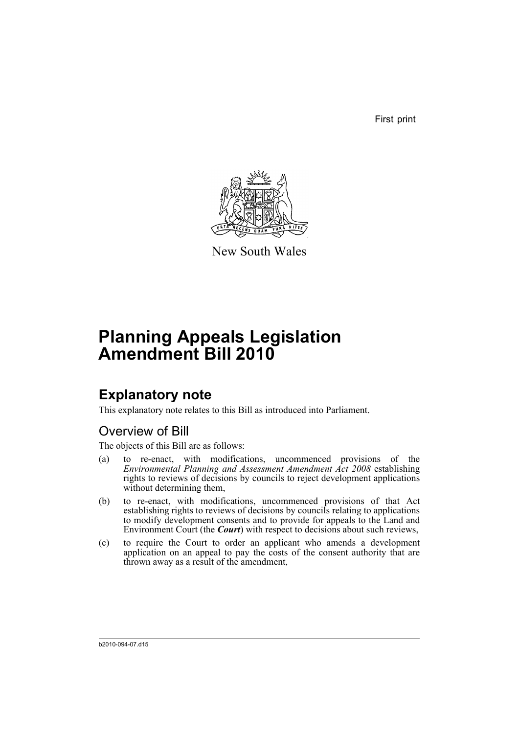First print

New South Wales

# Planning Appeals Legislation Amendment Bill 2010

## Explanatory note

This explanatory note relates to this Bill as introduced into Parliament.

### Overview of Bill

The objects of this Bill are as follows:

(a) to re-enact, with modifications, uncommenced provisions of the *Environmental Planning and Assessment Amendment Act 2008* establishing rights to reviews of decisions by councils to reject development applications without determining them,

(b) to re-enact, with modifications, uncommenced provisions of that Act establishing rights to reviews of decisions by councils relating to applications to modify development consents and to provide for appeals to the Land and Environment Court (the ***Court***) with respect to decisions about such reviews,

(c) to require the Court to order an applicant who amends a development application on an appeal to pay the costs of the consent authority that are thrown away as a result of the amendment,

b2010-094-07.d15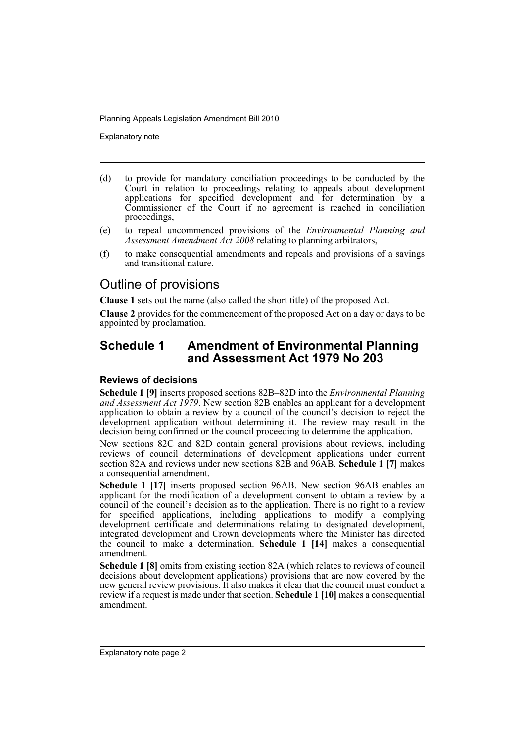(d) to provide for mandatory conciliation proceedings to be conducted by the Court in relation to proceedings relating to appeals about development applications for specified development and for determination by a Commissioner of the Court if no agreement is reached in conciliation proceedings,

(e) to repeal uncommenced provisions of the *Environmental Planning and Assessment Amendment Act 2008* relating to planning arbitrators,

(f) to make consequential amendments and repeals and provisions of a savings and transitional nature.

# Outline of provisions

**Clause 1** sets out the name (also called the short title) of the proposed Act.

**Clause 2** provides for the commencement of the proposed Act on a day or days to be appointed by proclamation.

## Schedule 1 Amendment of Environmental Planning and Assessment Act 1979 No 203

### Reviews of decisions

**Schedule 1 [9]** inserts proposed sections 82B–82D into the *Environmental Planning and Assessment Act 1979*. New section 82B enables an applicant for a development application to obtain a review by a council of the council's decision to reject the development application without determining it. The review may result in the decision being confirmed or the council proceeding to determine the application.

New sections 82C and 82D contain general provisions about reviews, including reviews of council determinations of development applications under current section 82A and reviews under new sections 82B and 96AB. **Schedule 1 [7]** makes a consequential amendment.

**Schedule 1 [17]** inserts proposed section 96AB. New section 96AB enables an applicant for the modification of a development consent to obtain a review by a council of the council's decision as to the application. There is no right to a review for specified applications, including applications to modify a complying development certificate and determinations relating to designated development, integrated development and Crown developments where the Minister has directed the council to make a determination. **Schedule 1 [14]** makes a consequential amendment.

**Schedule 1 [8]** omits from existing section 82A (which relates to reviews of council decisions about development applications) provisions that are now covered by the new general review provisions. It also makes it clear that the council must conduct a review if a request is made under that section. **Schedule 1 [10]** makes a consequential amendment.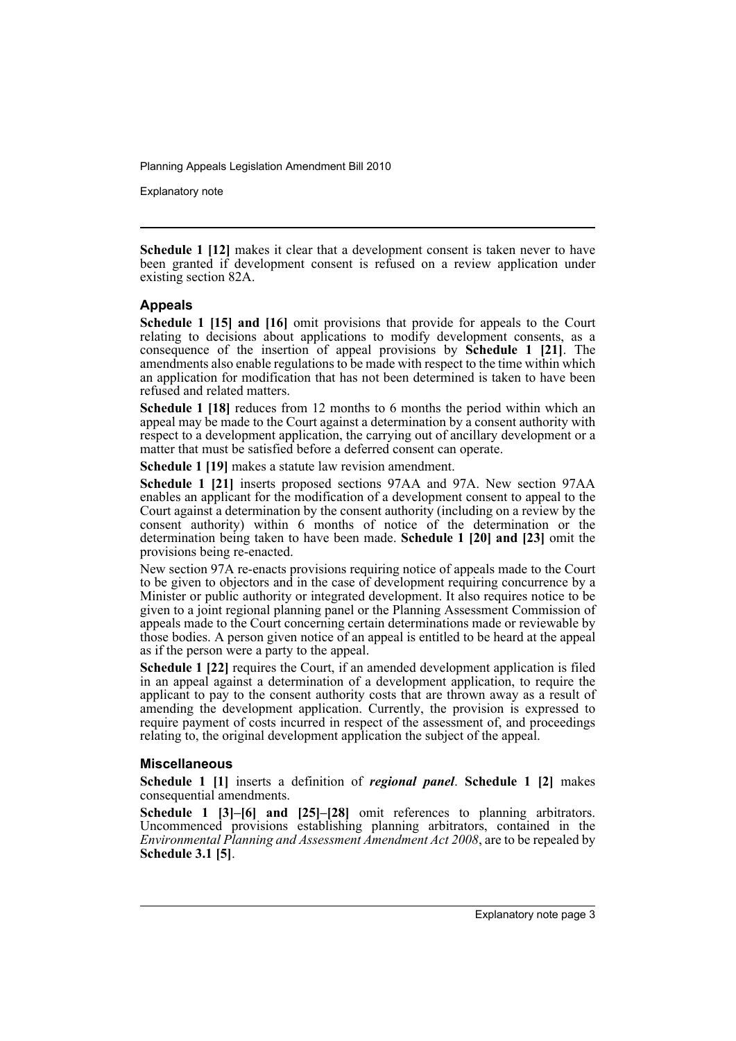**Schedule 1 [12]** makes it clear that a development consent is taken never to have been granted if development consent is refused on a review application under existing section 82A.

### Appeals

**Schedule 1 [15] and [16]** omit provisions that provide for appeals to the Court relating to decisions about applications to modify development consents, as a consequence of the insertion of appeal provisions by **Schedule 1 [21]**. The amendments also enable regulations to be made with respect to the time within which an application for modification that has not been determined is taken to have been refused and related matters.

**Schedule 1 [18]** reduces from 12 months to 6 months the period within which an appeal may be made to the Court against a determination by a consent authority with respect to a development application, the carrying out of ancillary development or a matter that must be satisfied before a deferred consent can operate.

**Schedule 1 [19]** makes a statute law revision amendment.

**Schedule 1 [21]** inserts proposed sections 97AA and 97A. New section 97AA enables an applicant for the modification of a development consent to appeal to the Court against a determination by the consent authority (including on a review by the consent authority) within 6 months of notice of the determination or the determination being taken to have been made. **Schedule 1 [20] and [23]** omit the provisions being re-enacted.

New section 97A re-enacts provisions requiring notice of appeals made to the Court to be given to objectors and in the case of development requiring concurrence by a Minister or public authority or integrated development. It also requires notice to be given to a joint regional planning panel or the Planning Assessment Commission of appeals made to the Court concerning certain determinations made or reviewable by those bodies. A person given notice of an appeal is entitled to be heard at the appeal as if the person were a party to the appeal.

**Schedule 1 [22]** requires the Court, if an amended development application is filed in an appeal against a determination of a development application, to require the applicant to pay to the consent authority costs that are thrown away as a result of amending the development application. Currently, the provision is expressed to require payment of costs incurred in respect of the assessment of, and proceedings relating to, the original development application the subject of the appeal.

### Miscellaneous

**Schedule 1 [1]** inserts a definition of ***regional panel***. **Schedule 1 [2]** makes consequential amendments.

**Schedule 1 [3]–[6] and [25]–[28]** omit references to planning arbitrators. Uncommenced provisions establishing planning arbitrators, contained in the *Environmental Planning and Assessment Amendment Act 2008*, are to be repealed by **Schedule 3.1 [5]**.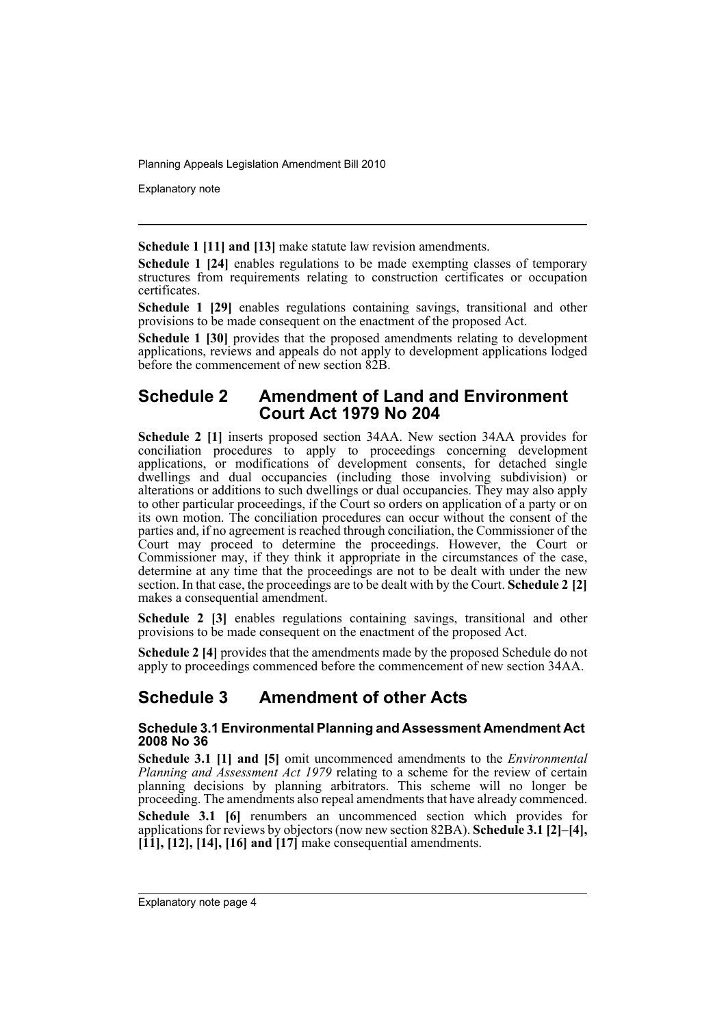**Schedule 1 [11] and [13]** make statute law revision amendments.

**Schedule 1 [24]** enables regulations to be made exempting classes of temporary structures from requirements relating to construction certificates or occupation certificates.

**Schedule 1 [29]** enables regulations containing savings, transitional and other provisions to be made consequent on the enactment of the proposed Act.

**Schedule 1 [30]** provides that the proposed amendments relating to development applications, reviews and appeals do not apply to development applications lodged before the commencement of new section 82B.

## Schedule 2 Amendment of Land and Environment Court Act 1979 No 204

**Schedule 2 [1]** inserts proposed section 34AA. New section 34AA provides for conciliation procedures to apply to proceedings concerning development applications, or modifications of development consents, for detached single dwellings and dual occupancies (including those involving subdivision) or alterations or additions to such dwellings or dual occupancies. They may also apply to other particular proceedings, if the Court so orders on application of a party or on its own motion. The conciliation procedures can occur without the consent of the parties and, if no agreement is reached through conciliation, the Commissioner of the Court may proceed to determine the proceedings. However, the Court or Commissioner may, if they think it appropriate in the circumstances of the case, determine at any time that the proceedings are not to be dealt with under the new section. In that case, the proceedings are to be dealt with by the Court. **Schedule 2 [2]** makes a consequential amendment.

**Schedule 2 [3]** enables regulations containing savings, transitional and other provisions to be made consequent on the enactment of the proposed Act.

**Schedule 2 [4]** provides that the amendments made by the proposed Schedule do not apply to proceedings commenced before the commencement of new section 34AA.

## Schedule 3 Amendment of other Acts

### Schedule 3.1 Environmental Planning and Assessment Amendment Act 2008 No 36

**Schedule 3.1 [1] and [5]** omit uncommenced amendments to the *Environmental Planning and Assessment Act 1979* relating to a scheme for the review of certain planning decisions by planning arbitrators. This scheme will no longer be proceeding. The amendments also repeal amendments that have already commenced.

**Schedule 3.1 [6]** renumbers an uncommenced section which provides for applications for reviews by objectors (now new section 82BA). **Schedule 3.1 [2]–[4], [11], [12], [14], [16] and [17]** make consequential amendments.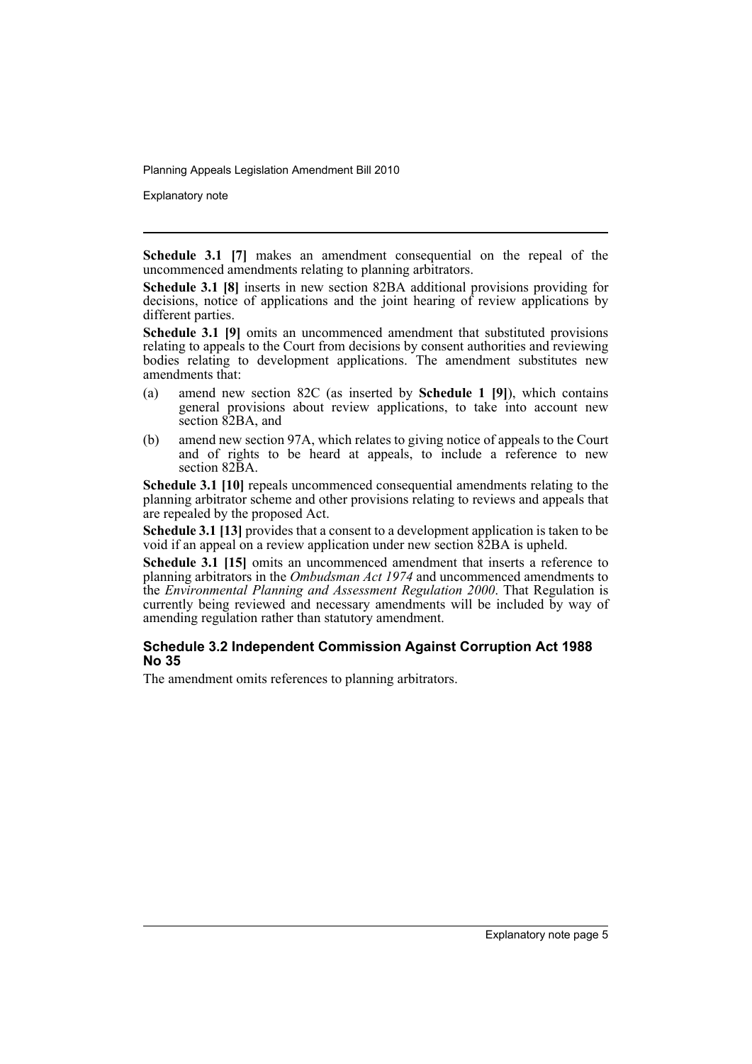**Schedule 3.1 [7]** makes an amendment consequential on the repeal of the uncommenced amendments relating to planning arbitrators.

**Schedule 3.1 [8]** inserts in new section 82BA additional provisions providing for decisions, notice of applications and the joint hearing of review applications by different parties.

**Schedule 3.1 [9]** omits an uncommenced amendment that substituted provisions relating to appeals to the Court from decisions by consent authorities and reviewing bodies relating to development applications. The amendment substitutes new amendments that:

(a) amend new section 82C (as inserted by **Schedule 1 [9]**), which contains general provisions about review applications, to take into account new section 82BA, and

(b) amend new section 97A, which relates to giving notice of appeals to the Court and of rights to be heard at appeals, to include a reference to new section 82BA.

**Schedule 3.1 [10]** repeals uncommenced consequential amendments relating to the planning arbitrator scheme and other provisions relating to reviews and appeals that are repealed by the proposed Act.

**Schedule 3.1 [13]** provides that a consent to a development application is taken to be void if an appeal on a review application under new section 82BA is upheld.

**Schedule 3.1 [15]** omits an uncommenced amendment that inserts a reference to planning arbitrators in the *Ombudsman Act 1974* and uncommenced amendments to the *Environmental Planning and Assessment Regulation 2000*. That Regulation is currently being reviewed and necessary amendments will be included by way of amending regulation rather than statutory amendment.

### Schedule 3.2 Independent Commission Against Corruption Act 1988 No 35

The amendment omits references to planning arbitrators.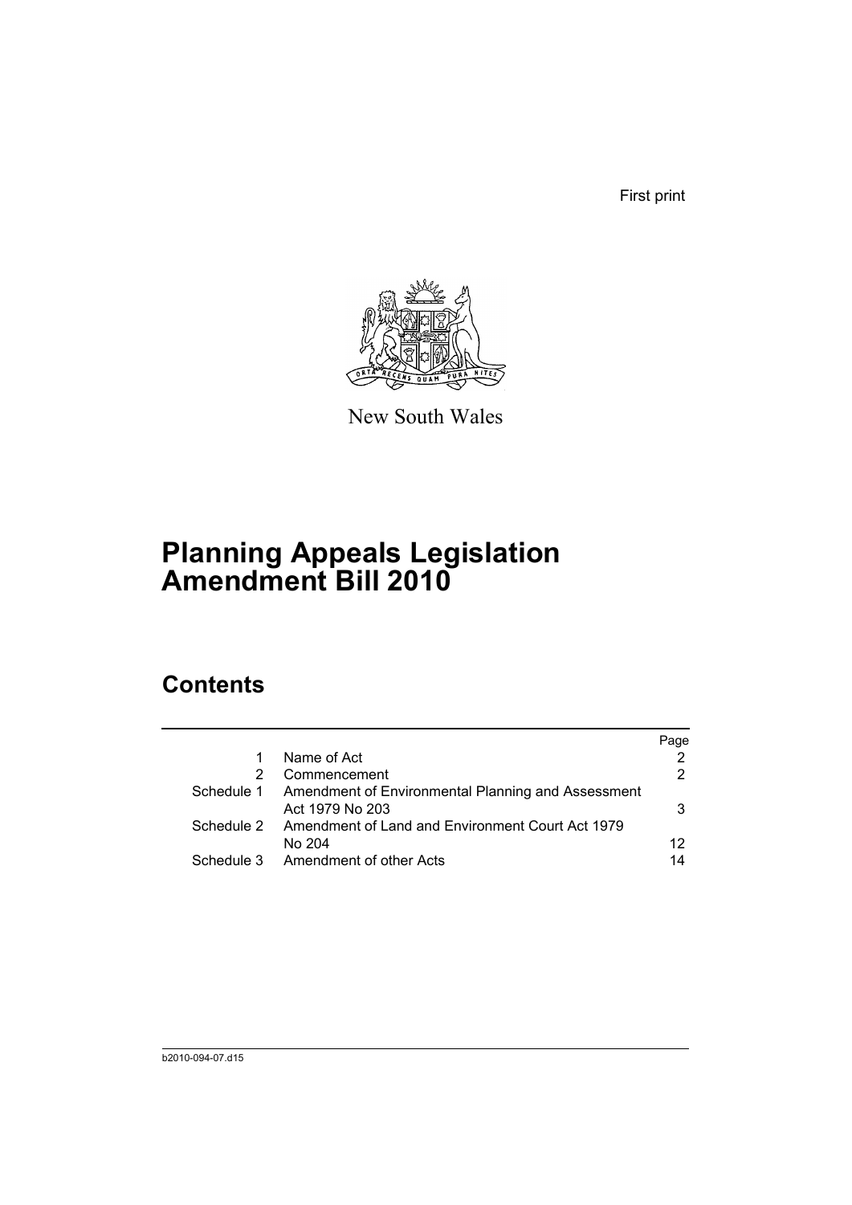First print

New South Wales

# Planning Appeals Legislation Amendment Bill 2010

## Contents

| | | Page |
|---|---|---|
| 1 | Name of Act | 2 |
| 2 | Commencement | 2 |
| Schedule 1 | Amendment of Environmental Planning and Assessment Act 1979 No 203 | 3 |
| Schedule 2 | Amendment of Land and Environment Court Act 1979 No 204 | 12 |
| Schedule 3 | Amendment of other Acts | 14 |

b2010-094-07.d15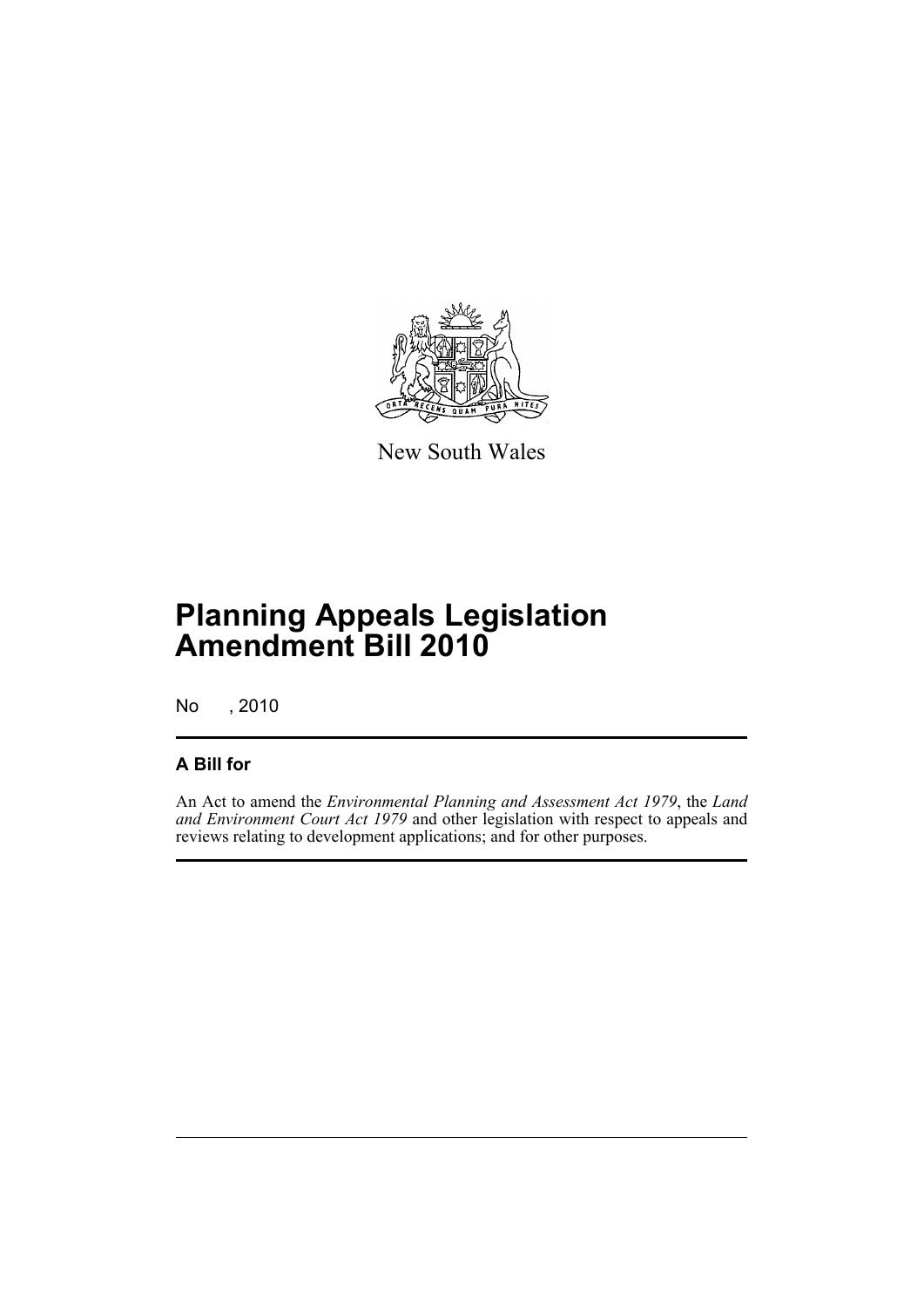New South Wales

# Planning Appeals Legislation Amendment Bill 2010

No , 2010

## A Bill for

An Act to amend the *Environmental Planning and Assessment Act 1979*, the *Land and Environment Court Act 1979* and other legislation with respect to appeals and reviews relating to development applications; and for other purposes.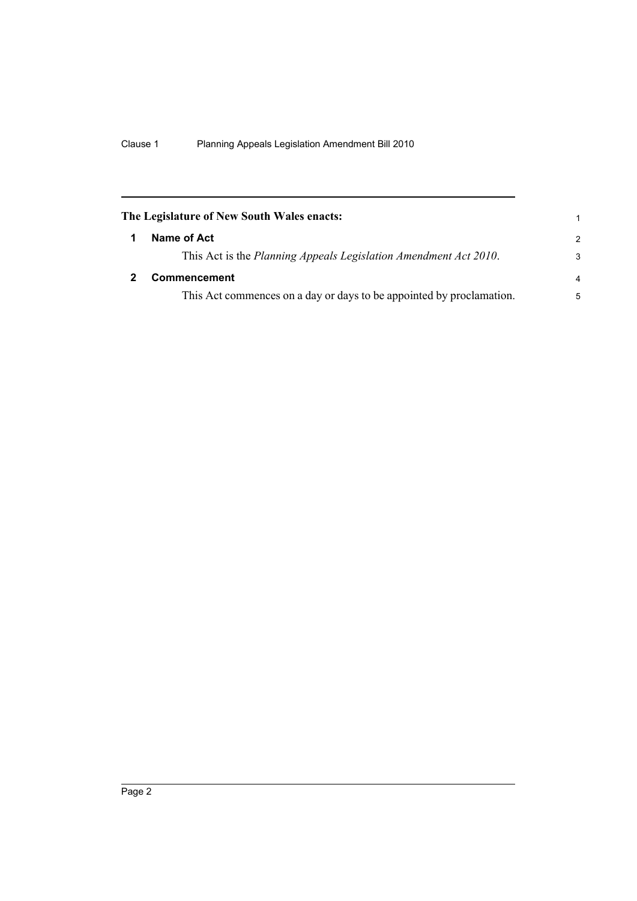**The Legislature of New South Wales enacts:**

**1 Name of Act**

This Act is the *Planning Appeals Legislation Amendment Act 2010*.

**2 Commencement**

This Act commences on a day or days to be appointed by proclamation.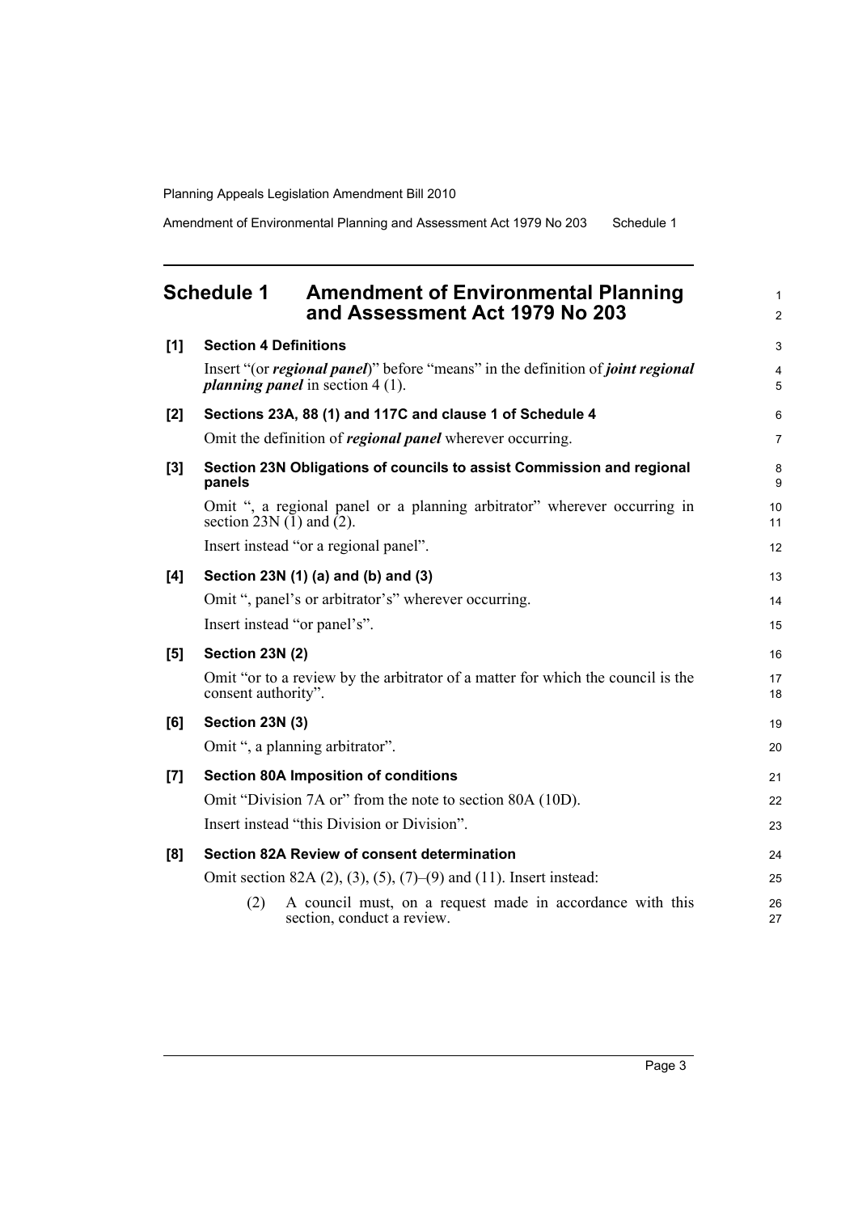# Schedule 1 Amendment of Environmental Planning and Assessment Act 1979 No 203

**[1] Section 4 Definitions**

Insert "(or ***regional panel***)" before "means" in the definition of ***joint regional planning panel*** in section 4 (1).

**[2] Sections 23A, 88 (1) and 117C and clause 1 of Schedule 4**

Omit the definition of ***regional panel*** wherever occurring.

**[3] Section 23N Obligations of councils to assist Commission and regional panels**

Omit ", a regional panel or a planning arbitrator" wherever occurring in section 23N (1) and (2).

Insert instead "or a regional panel".

**[4] Section 23N (1) (a) and (b) and (3)**

Omit ", panel's or arbitrator's" wherever occurring.

Insert instead "or panel's".

**[5] Section 23N (2)**

Omit "or to a review by the arbitrator of a matter for which the council is the consent authority".

**[6] Section 23N (3)**

Omit ", a planning arbitrator".

**[7] Section 80A Imposition of conditions**

Omit "Division 7A or" from the note to section 80A (10D).

Insert instead "this Division or Division".

**[8] Section 82A Review of consent determination**

Omit section 82A (2), (3), (5), (7)–(9) and (11). Insert instead:

(2) A council must, on a request made in accordance with this section, conduct a review.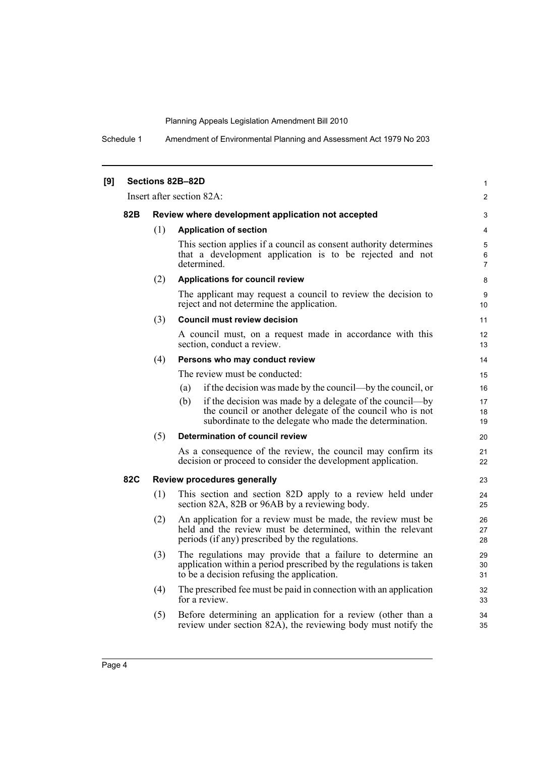**[9] Sections 82B–82D**

Insert after section 82A:

**82B Review where development application not accepted**

(1) **Application of section**

This section applies if a council as consent authority determines that a development application is to be rejected and not determined.

(2) **Applications for council review**

The applicant may request a council to review the decision to reject and not determine the application.

(3) **Council must review decision**

A council must, on a request made in accordance with this section, conduct a review.

(4) **Persons who may conduct review**

The review must be conducted:

(a) if the decision was made by the council—by the council, or

(b) if the decision was made by a delegate of the council—by the council or another delegate of the council who is not subordinate to the delegate who made the determination.

(5) **Determination of council review**

As a consequence of the review, the council may confirm its decision or proceed to consider the development application.

**82C Review procedures generally**

(1) This section and section 82D apply to a review held under section 82A, 82B or 96AB by a reviewing body.

(2) An application for a review must be made, the review must be held and the review must be determined, within the relevant periods (if any) prescribed by the regulations.

(3) The regulations may provide that a failure to determine an application within a period prescribed by the regulations is taken to be a decision refusing the application.

(4) The prescribed fee must be paid in connection with an application for a review.

(5) Before determining an application for a review (other than a review under section 82A), the reviewing body must notify the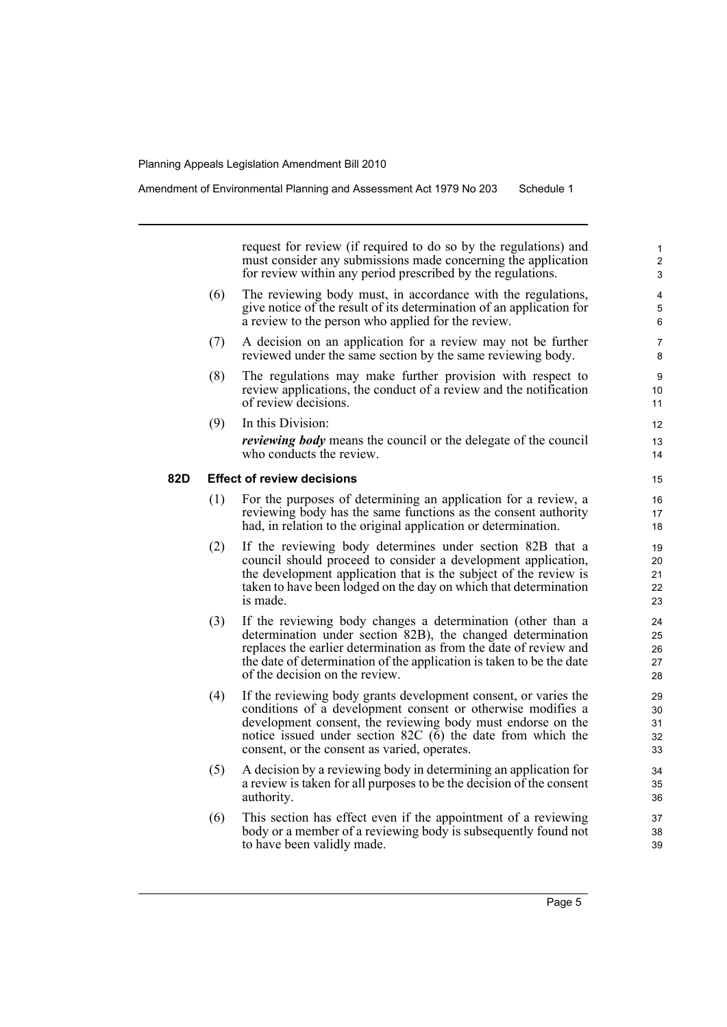request for review (if required to do so by the regulations) and must consider any submissions made concerning the application for review within any period prescribed by the regulations.

(6) The reviewing body must, in accordance with the regulations, give notice of the result of its determination of an application for a review to the person who applied for the review.

(7) A decision on an application for a review may not be further reviewed under the same section by the same reviewing body.

(8) The regulations may make further provision with respect to review applications, the conduct of a review and the notification of review decisions.

(9) In this Division:

***reviewing body*** means the council or the delegate of the council who conducts the review.

**82D Effect of review decisions**

(1) For the purposes of determining an application for a review, a reviewing body has the same functions as the consent authority had, in relation to the original application or determination.

(2) If the reviewing body determines under section 82B that a council should proceed to consider a development application, the development application that is the subject of the review is taken to have been lodged on the day on which that determination is made.

(3) If the reviewing body changes a determination (other than a determination under section 82B), the changed determination replaces the earlier determination as from the date of review and the date of determination of the application is taken to be the date of the decision on the review.

(4) If the reviewing body grants development consent, or varies the conditions of a development consent or otherwise modifies a development consent, the reviewing body must endorse on the notice issued under section 82C (6) the date from which the consent, or the consent as varied, operates.

(5) A decision by a reviewing body in determining an application for a review is taken for all purposes to be the decision of the consent authority.

(6) This section has effect even if the appointment of a reviewing body or a member of a reviewing body is subsequently found not to have been validly made.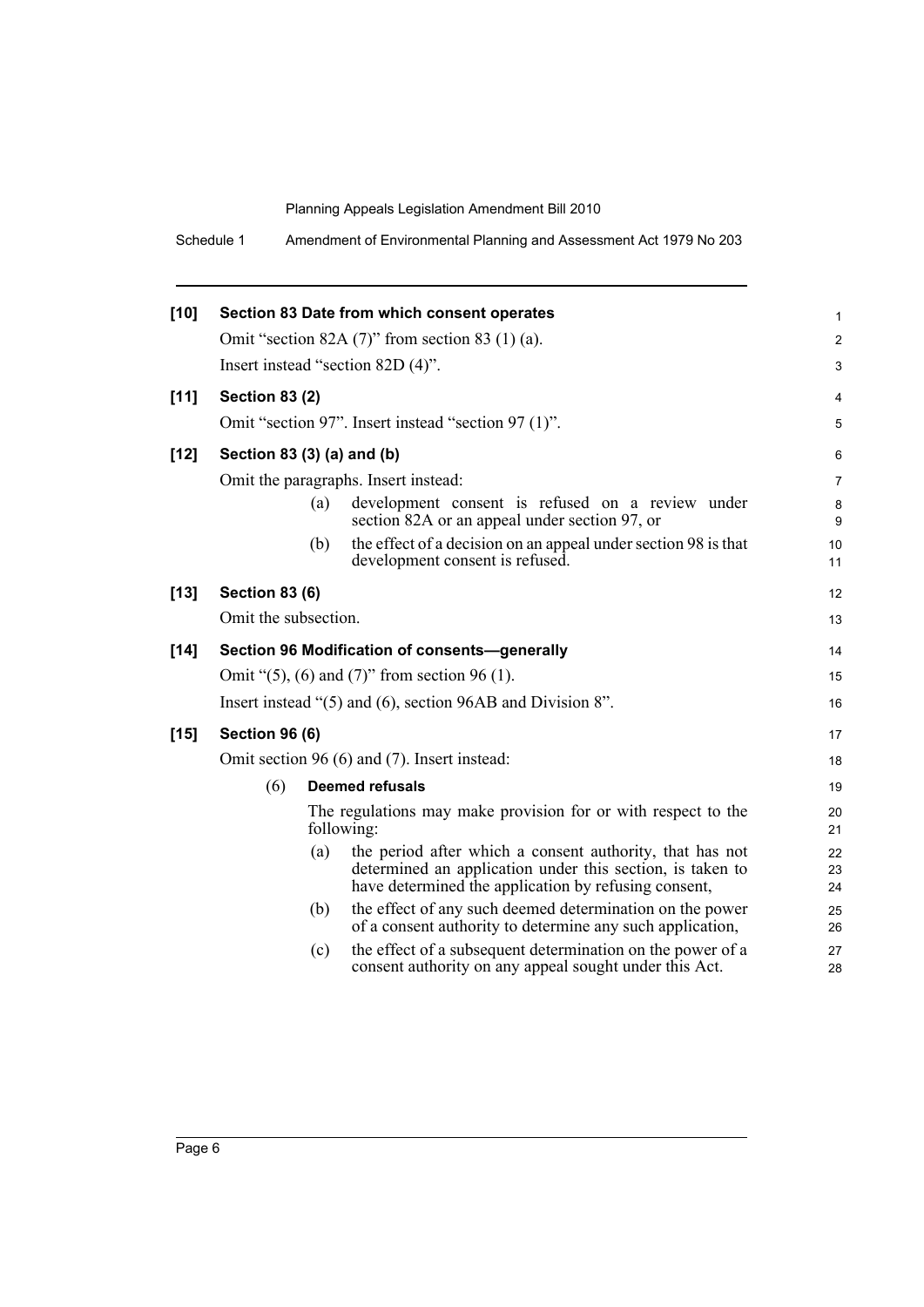**[10] Section 83 Date from which consent operates**

Omit "section 82A (7)" from section 83 (1) (a).

Insert instead "section 82D (4)".

**[11] Section 83 (2)**

Omit "section 97". Insert instead "section 97 (1)".

**[12] Section 83 (3) (a) and (b)**

Omit the paragraphs. Insert instead:

(a) development consent is refused on a review under section 82A or an appeal under section 97, or

(b) the effect of a decision on an appeal under section 98 is that development consent is refused.

**[13] Section 83 (6)**

Omit the subsection.

**[14] Section 96 Modification of consents—generally**

Omit "(5), (6) and (7)" from section 96 (1).

Insert instead "(5) and (6), section 96AB and Division 8".

**[15] Section 96 (6)**

Omit section 96 (6) and (7). Insert instead:

(6) **Deemed refusals**

The regulations may make provision for or with respect to the following:

(a) the period after which a consent authority, that has not determined an application under this section, is taken to have determined the application by refusing consent,

(b) the effect of any such deemed determination on the power of a consent authority to determine any such application,

(c) the effect of a subsequent determination on the power of a consent authority on any appeal sought under this Act.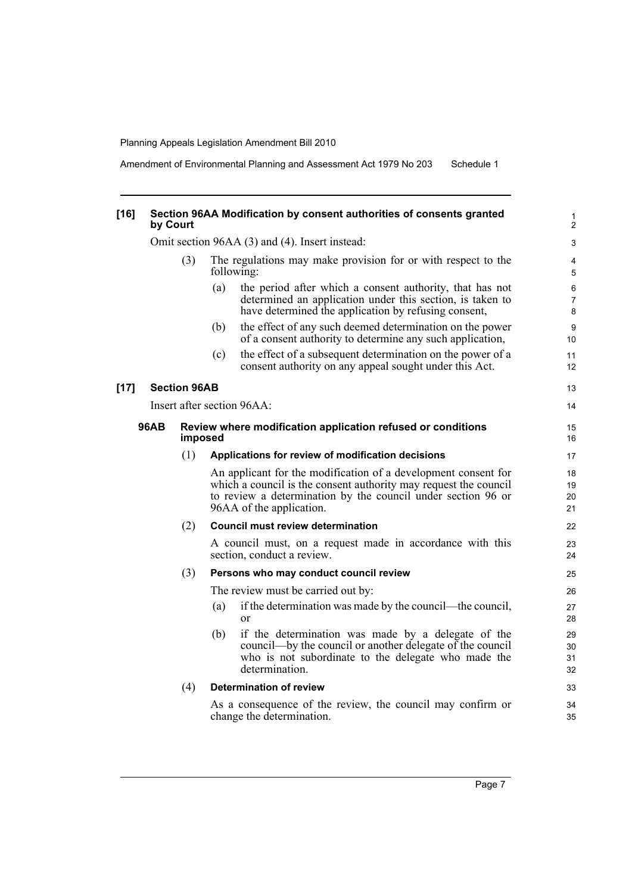**[16] Section 96AA Modification by consent authorities of consents granted by Court**

Omit section 96AA (3) and (4). Insert instead:

(3) The regulations may make provision for or with respect to the following:

(a) the period after which a consent authority, that has not determined an application under this section, is taken to have determined the application by refusing consent,

(b) the effect of any such deemed determination on the power of a consent authority to determine any such application,

(c) the effect of a subsequent determination on the power of a consent authority on any appeal sought under this Act.

**[17] Section 96AB**

Insert after section 96AA:

**96AB Review where modification application refused or conditions imposed**

(1) **Applications for review of modification decisions**

An applicant for the modification of a development consent for which a council is the consent authority may request the council to review a determination by the council under section 96 or 96AA of the application.

(2) **Council must review determination**

A council must, on a request made in accordance with this section, conduct a review.

(3) **Persons who may conduct council review**

The review must be carried out by:

(a) if the determination was made by the council—the council, or

(b) if the determination was made by a delegate of the council—by the council or another delegate of the council who is not subordinate to the delegate who made the determination.

(4) **Determination of review**

As a consequence of the review, the council may confirm or change the determination.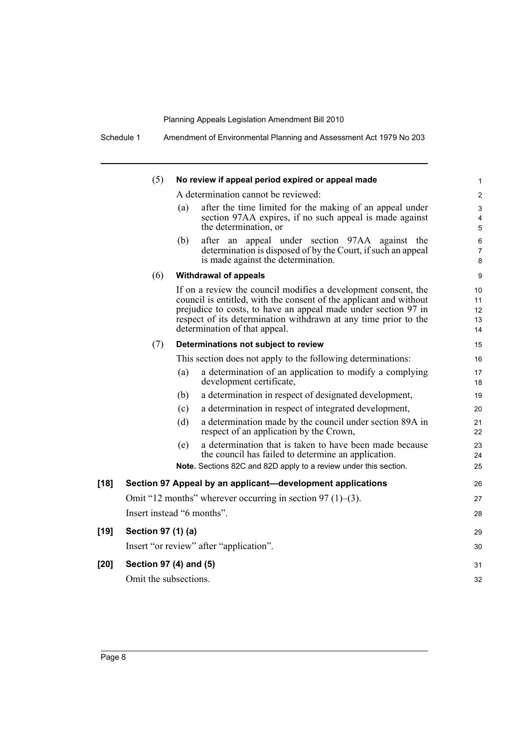(5) **No review if appeal period expired or appeal made**

A determination cannot be reviewed:

(a) after the time limited for the making of an appeal under section 97AA expires, if no such appeal is made against the determination, or

(b) after an appeal under section 97AA against the determination is disposed of by the Court, if such an appeal is made against the determination.

(6) **Withdrawal of appeals**

If on a review the council modifies a development consent, the council is entitled, with the consent of the applicant and without prejudice to costs, to have an appeal made under section 97 in respect of its determination withdrawn at any time prior to the determination of that appeal.

(7) **Determinations not subject to review**

This section does not apply to the following determinations:

(a) a determination of an application to modify a complying development certificate,

(b) a determination in respect of designated development,

(c) a determination in respect of integrated development,

(d) a determination made by the council under section 89A in respect of an application by the Crown,

(e) a determination that is taken to have been made because the council has failed to determine an application.

**Note.** Sections 82C and 82D apply to a review under this section.

**[18] Section 97 Appeal by an applicant—development applications**

Omit "12 months" wherever occurring in section 97 (1)–(3).

Insert instead "6 months".

**[19] Section 97 (1) (a)**

Insert "or review" after "application".

**[20] Section 97 (4) and (5)**

Omit the subsections.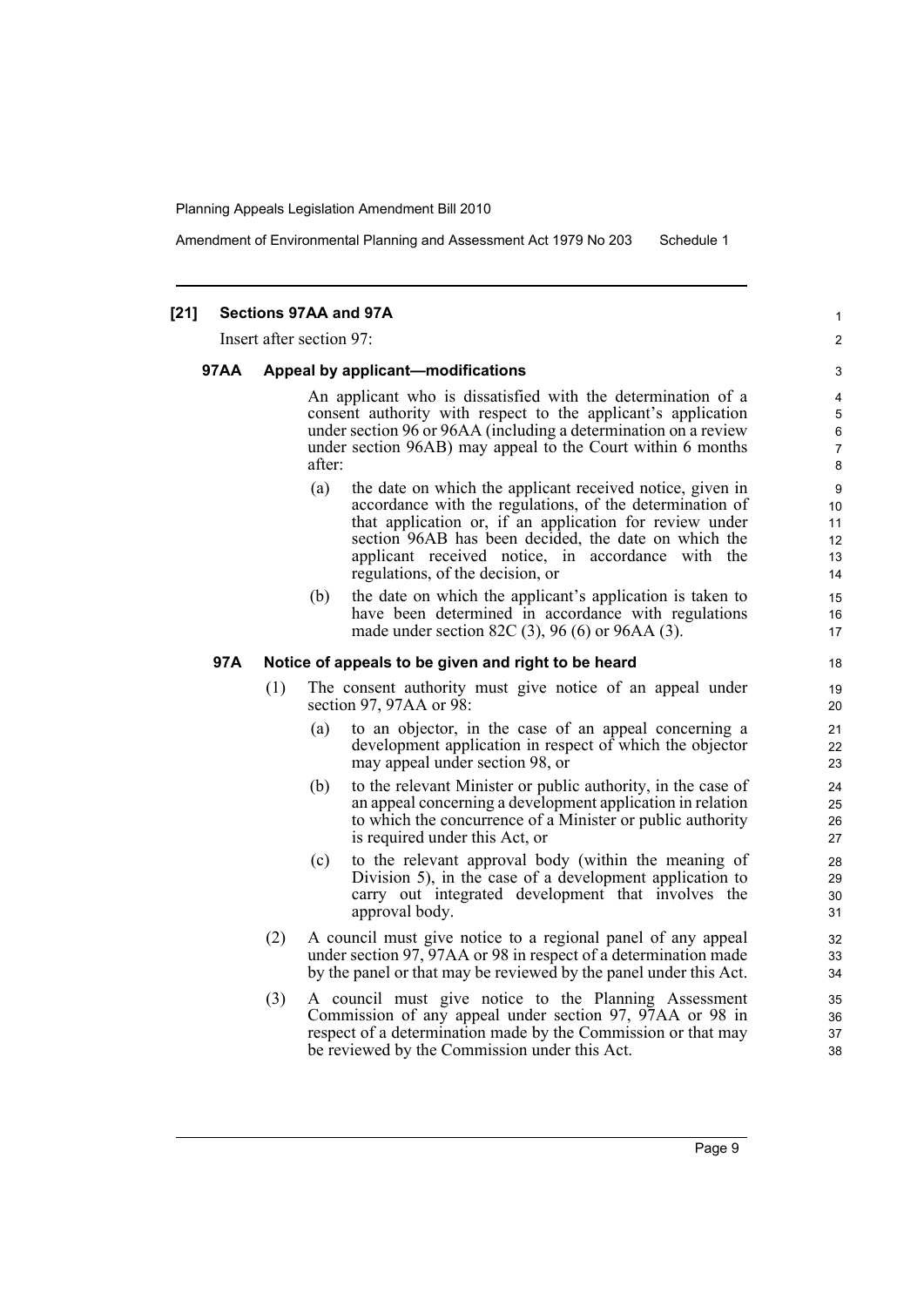**[21] Sections 97AA and 97A**

Insert after section 97:

**97AA Appeal by applicant—modifications**

An applicant who is dissatisfied with the determination of a consent authority with respect to the applicant's application under section 96 or 96AA (including a determination on a review under section 96AB) may appeal to the Court within 6 months after:

(a) the date on which the applicant received notice, given in accordance with the regulations, of the determination of that application or, if an application for review under section 96AB has been decided, the date on which the applicant received notice, in accordance with the regulations, of the decision, or

(b) the date on which the applicant's application is taken to have been determined in accordance with regulations made under section 82C (3), 96 (6) or 96AA (3).

**97A Notice of appeals to be given and right to be heard**

(1) The consent authority must give notice of an appeal under section 97, 97AA or 98:

(a) to an objector, in the case of an appeal concerning a development application in respect of which the objector may appeal under section 98, or

(b) to the relevant Minister or public authority, in the case of an appeal concerning a development application in relation to which the concurrence of a Minister or public authority is required under this Act, or

(c) to the relevant approval body (within the meaning of Division 5), in the case of a development application to carry out integrated development that involves the approval body.

(2) A council must give notice to a regional panel of any appeal under section 97, 97AA or 98 in respect of a determination made by the panel or that may be reviewed by the panel under this Act.

(3) A council must give notice to the Planning Assessment Commission of any appeal under section 97, 97AA or 98 in respect of a determination made by the Commission or that may be reviewed by the Commission under this Act.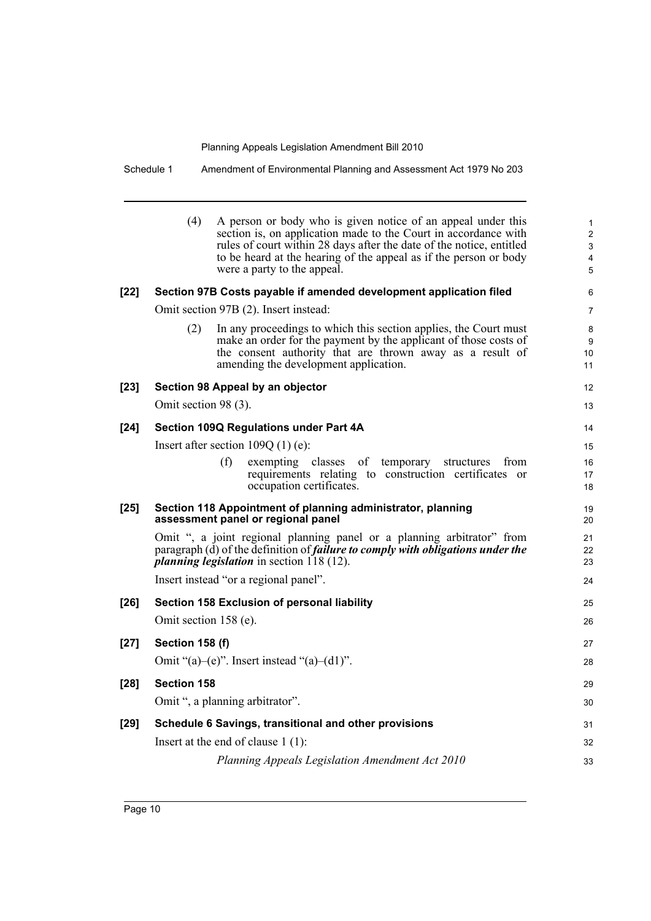(4) A person or body who is given notice of an appeal under this section is, on application made to the Court in accordance with rules of court within 28 days after the date of the notice, entitled to be heard at the hearing of the appeal as if the person or body were a party to the appeal.

**[22] Section 97B Costs payable if amended development application filed**

Omit section 97B (2). Insert instead:

(2) In any proceedings to which this section applies, the Court must make an order for the payment by the applicant of those costs of the consent authority that are thrown away as a result of amending the development application.

**[23] Section 98 Appeal by an objector**

Omit section 98 (3).

**[24] Section 109Q Regulations under Part 4A**

Insert after section 109Q (1) (e):

(f) exempting classes of temporary structures from requirements relating to construction certificates or occupation certificates.

**[25] Section 118 Appointment of planning administrator, planning assessment panel or regional panel**

Omit ", a joint regional planning panel or a planning arbitrator" from paragraph (d) of the definition of ***failure to comply with obligations under the planning legislation*** in section 118 (12).

Insert instead "or a regional panel".

**[26] Section 158 Exclusion of personal liability**

Omit section 158 (e).

**[27] Section 158 (f)**

Omit "(a)–(e)". Insert instead "(a)–(d1)".

**[28] Section 158**

Omit ", a planning arbitrator".

**[29] Schedule 6 Savings, transitional and other provisions**

Insert at the end of clause 1 (1):

*Planning Appeals Legislation Amendment Act 2010*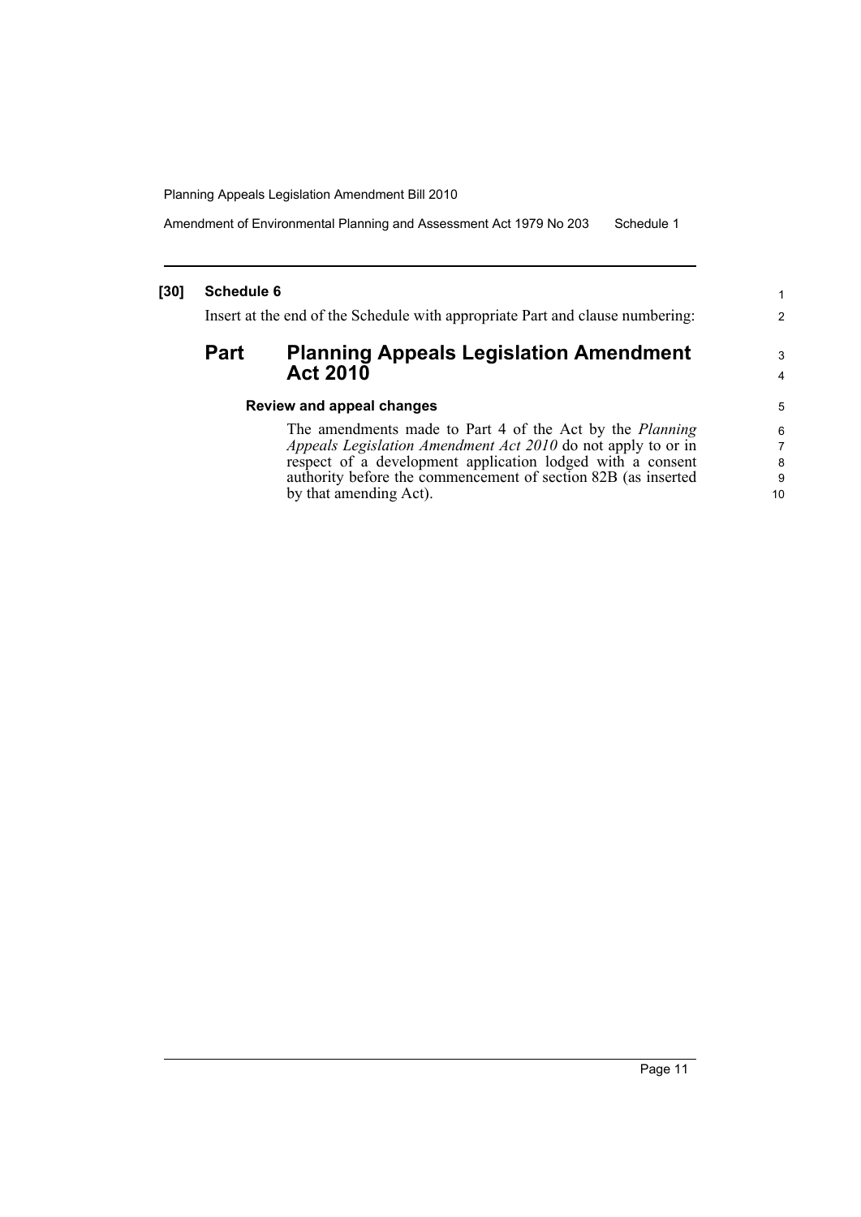**[30] Schedule 6**

Insert at the end of the Schedule with appropriate Part and clause numbering:

## Part Planning Appeals Legislation Amendment Act 2010

### Review and appeal changes

The amendments made to Part 4 of the Act by the *Planning Appeals Legislation Amendment Act 2010* do not apply to or in respect of a development application lodged with a consent authority before the commencement of section 82B (as inserted by that amending Act).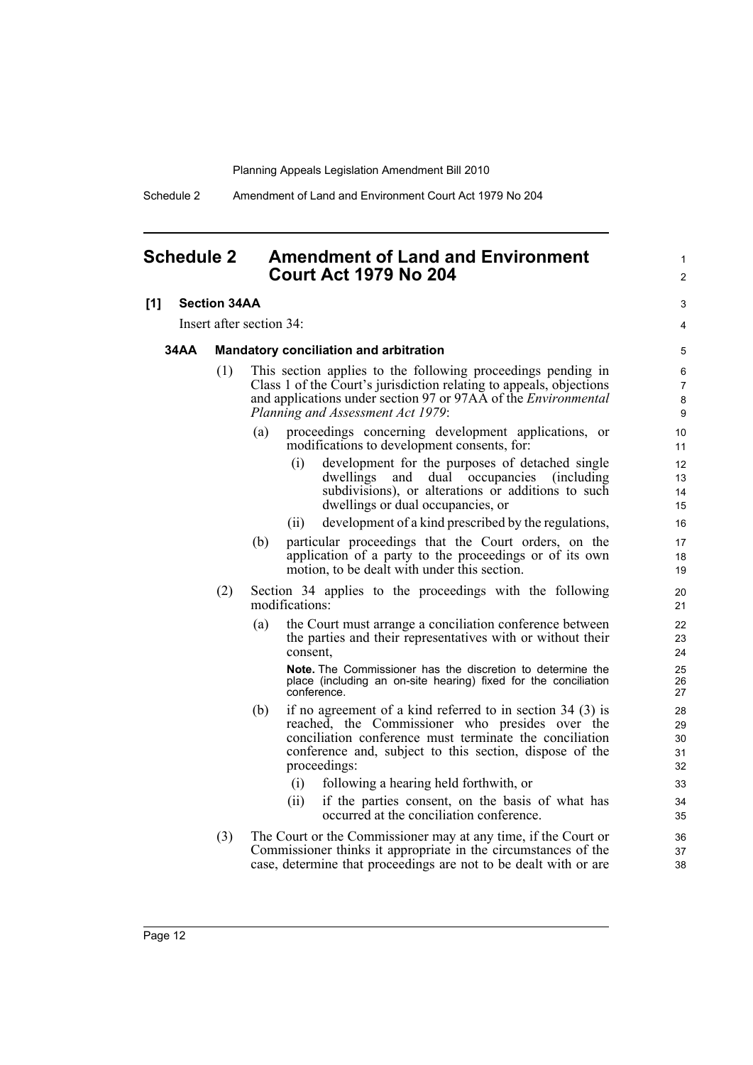## Schedule 2 Amendment of Land and Environment Court Act 1979 No 204

**[1] Section 34AA**

Insert after section 34:

**34AA Mandatory conciliation and arbitration**

(1) This section applies to the following proceedings pending in Class 1 of the Court's jurisdiction relating to appeals, objections and applications under section 97 or 97AA of the *Environmental Planning and Assessment Act 1979*:

- (a) proceedings concerning development applications, or modifications to development consents, for:
  - (i) development for the purposes of detached single dwellings and dual occupancies (including subdivisions), or alterations or additions to such dwellings or dual occupancies, or
  - (ii) development of a kind prescribed by the regulations,
- (b) particular proceedings that the Court orders, on the application of a party to the proceedings or of its own motion, to be dealt with under this section.

(2) Section 34 applies to the proceedings with the following modifications:

- (a) the Court must arrange a conciliation conference between the parties and their representatives with or without their consent,

  **Note.** The Commissioner has the discretion to determine the place (including an on-site hearing) fixed for the conciliation conference.

- (b) if no agreement of a kind referred to in section 34 (3) is reached, the Commissioner who presides over the conciliation conference must terminate the conciliation conference and, subject to this section, dispose of the proceedings:
  - (i) following a hearing held forthwith, or
  - (ii) if the parties consent, on the basis of what has occurred at the conciliation conference.

(3) The Court or the Commissioner may at any time, if the Court or Commissioner thinks it appropriate in the circumstances of the case, determine that proceedings are not to be dealt with or are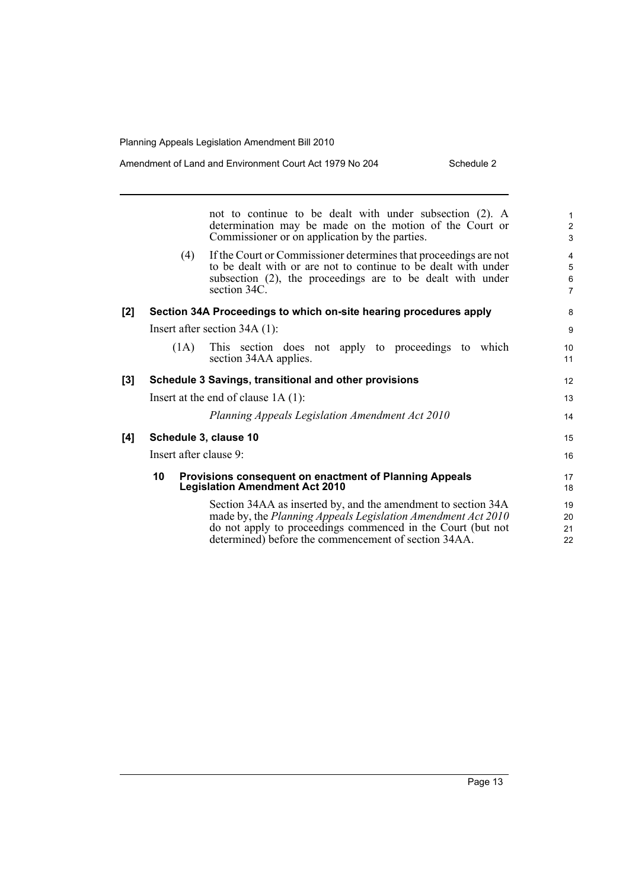not to continue to be dealt with under subsection (2). A determination may be made on the motion of the Court or Commissioner or on application by the parties.

(4) If the Court or Commissioner determines that proceedings are not to be dealt with or are not to continue to be dealt with under subsection (2), the proceedings are to be dealt with under section 34C.

**[2] Section 34A Proceedings to which on-site hearing procedures apply**

Insert after section 34A (1):

(1A) This section does not apply to proceedings to which section 34AA applies.

**[3] Schedule 3 Savings, transitional and other provisions**

Insert at the end of clause 1A (1):

*Planning Appeals Legislation Amendment Act 2010*

**[4] Schedule 3, clause 10**

Insert after clause 9:

**10 Provisions consequent on enactment of Planning Appeals Legislation Amendment Act 2010**

Section 34AA as inserted by, and the amendment to section 34A made by, the *Planning Appeals Legislation Amendment Act 2010* do not apply to proceedings commenced in the Court (but not determined) before the commencement of section 34AA.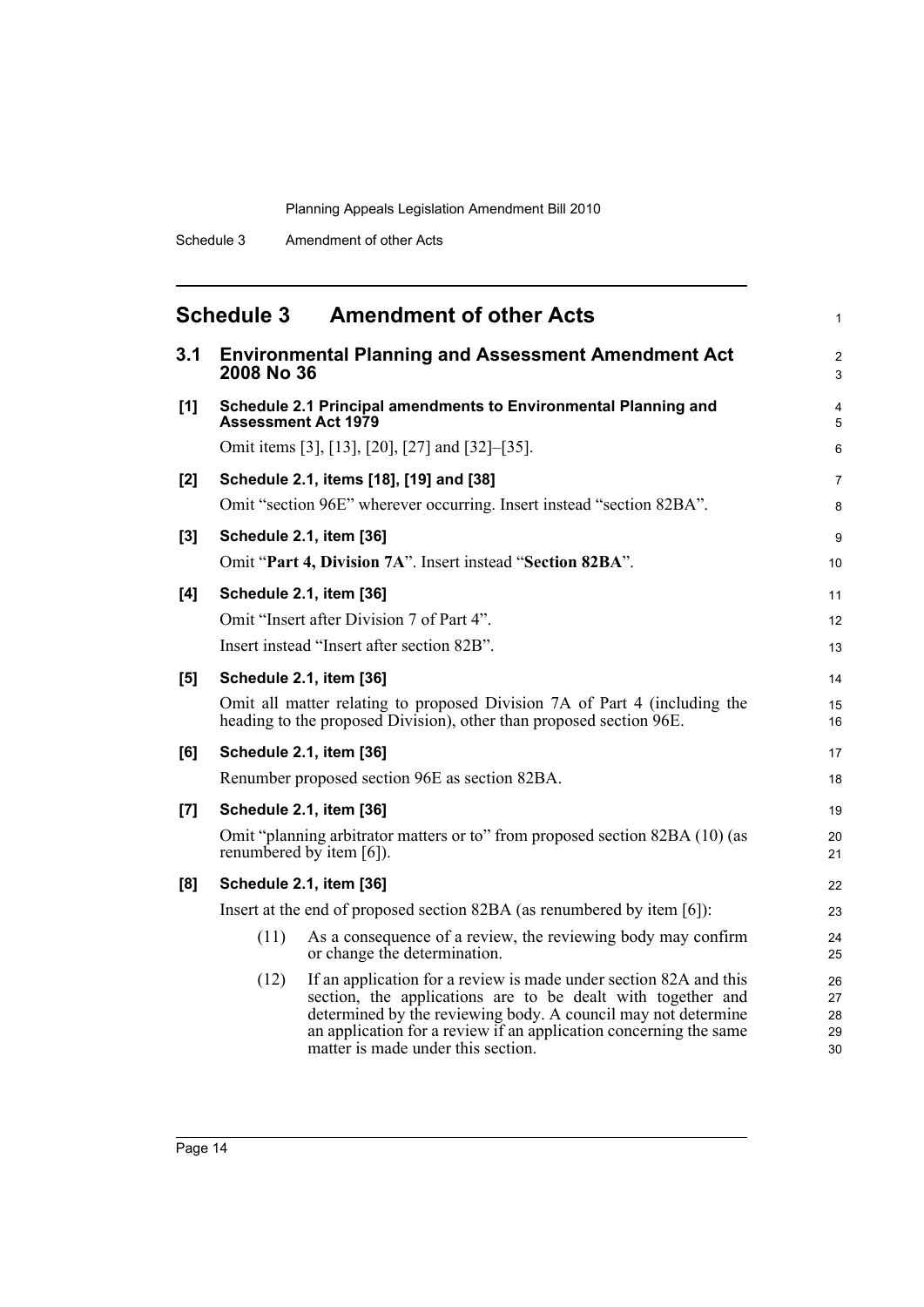## Schedule 3 Amendment of other Acts

### 3.1 Environmental Planning and Assessment Amendment Act 2008 No 36

**[1] Schedule 2.1 Principal amendments to Environmental Planning and Assessment Act 1979**

Omit items [3], [13], [20], [27] and [32]–[35].

**[2] Schedule 2.1, items [18], [19] and [38]**

Omit "section 96E" wherever occurring. Insert instead "section 82BA".

**[3] Schedule 2.1, item [36]**

Omit "**Part 4, Division 7A**". Insert instead "**Section 82BA**".

**[4] Schedule 2.1, item [36]**

Omit "Insert after Division 7 of Part 4".

Insert instead "Insert after section 82B".

**[5] Schedule 2.1, item [36]**

Omit all matter relating to proposed Division 7A of Part 4 (including the heading to the proposed Division), other than proposed section 96E.

**[6] Schedule 2.1, item [36]**

Renumber proposed section 96E as section 82BA.

**[7] Schedule 2.1, item [36]**

Omit "planning arbitrator matters or to" from proposed section 82BA (10) (as renumbered by item [6]).

**[8] Schedule 2.1, item [36]**

Insert at the end of proposed section 82BA (as renumbered by item [6]):

(11) As a consequence of a review, the reviewing body may confirm or change the determination.

(12) If an application for a review is made under section 82A and this section, the applications are to be dealt with together and determined by the reviewing body. A council may not determine an application for a review if an application concerning the same matter is made under this section.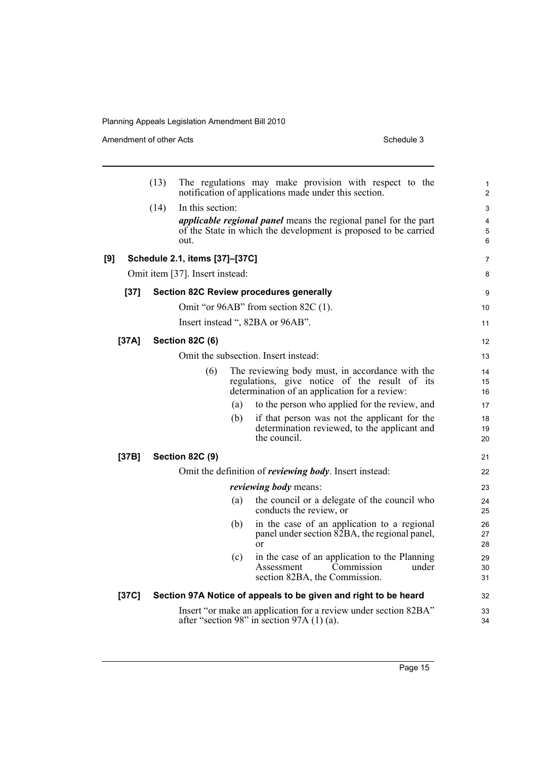(13) The regulations may make provision with respect to the notification of applications made under this section.

(14) In this section:

***applicable regional panel*** means the regional panel for the part of the State in which the development is proposed to be carried out.

**[9] Schedule 2.1, items [37]–[37C]**

Omit item [37]. Insert instead:

**[37] Section 82C Review procedures generally**

Omit "or 96AB" from section 82C (1).

Insert instead ", 82BA or 96AB".

**[37A] Section 82C (6)**

Omit the subsection. Insert instead:

(6) The reviewing body must, in accordance with the regulations, give notice of the result of its determination of an application for a review:

(a) to the person who applied for the review, and

(b) if that person was not the applicant for the determination reviewed, to the applicant and the council.

**[37B] Section 82C (9)**

Omit the definition of ***reviewing body***. Insert instead:

***reviewing body*** means:

(a) the council or a delegate of the council who conducts the review, or

(b) in the case of an application to a regional panel under section 82BA, the regional panel, or

(c) in the case of an application to the Planning Assessment Commission under section 82BA, the Commission.

**[37C] Section 97A Notice of appeals to be given and right to be heard**

Insert "or make an application for a review under section 82BA" after "section 98" in section 97A (1) (a).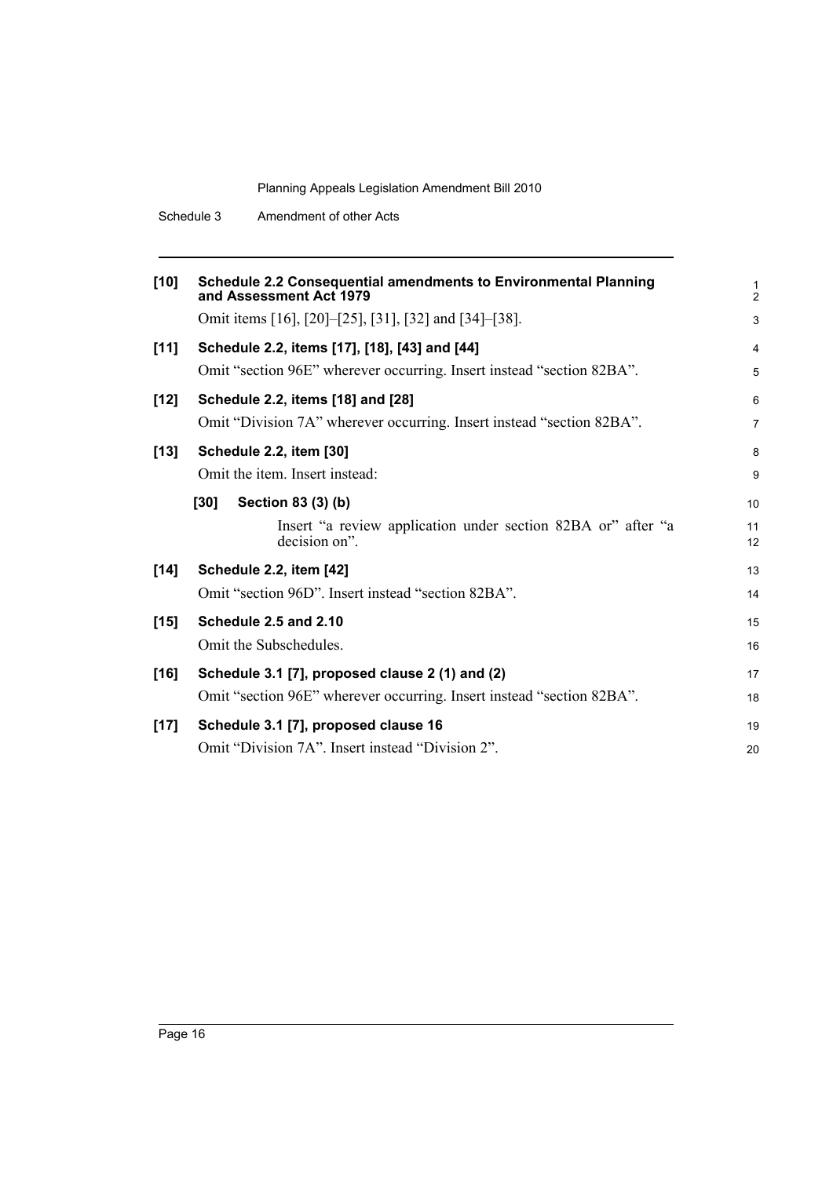**[10] Schedule 2.2 Consequential amendments to Environmental Planning and Assessment Act 1979**

Omit items [16], [20]–[25], [31], [32] and [34]–[38].

**[11] Schedule 2.2, items [17], [18], [43] and [44]**

Omit "section 96E" wherever occurring. Insert instead "section 82BA".

**[12] Schedule 2.2, items [18] and [28]**

Omit "Division 7A" wherever occurring. Insert instead "section 82BA".

**[13] Schedule 2.2, item [30]**

Omit the item. Insert instead:

**[30] Section 83 (3) (b)**

Insert "a review application under section 82BA or" after "a decision on".

**[14] Schedule 2.2, item [42]**

Omit "section 96D". Insert instead "section 82BA".

**[15] Schedule 2.5 and 2.10**

Omit the Subschedules.

**[16] Schedule 3.1 [7], proposed clause 2 (1) and (2)**

Omit "section 96E" wherever occurring. Insert instead "section 82BA".

**[17] Schedule 3.1 [7], proposed clause 16**

Omit "Division 7A". Insert instead "Division 2".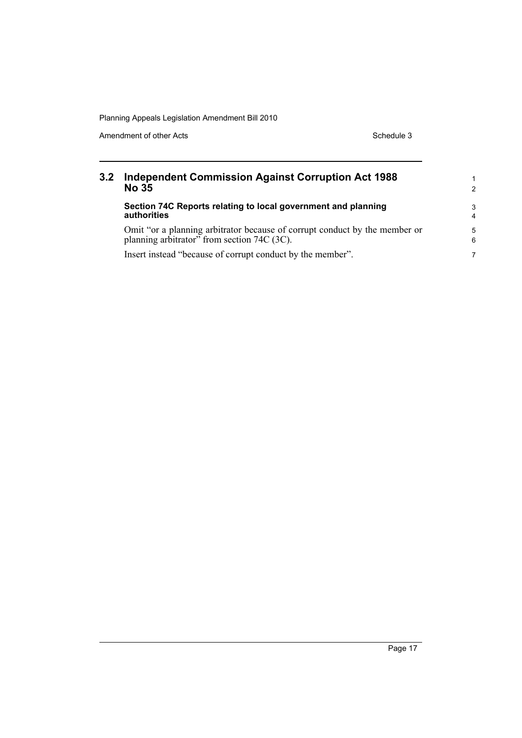## 3.2 Independent Commission Against Corruption Act 1988 No 35

**Section 74C Reports relating to local government and planning authorities**

Omit "or a planning arbitrator because of corrupt conduct by the member or planning arbitrator" from section 74C (3C).

Insert instead "because of corrupt conduct by the member".